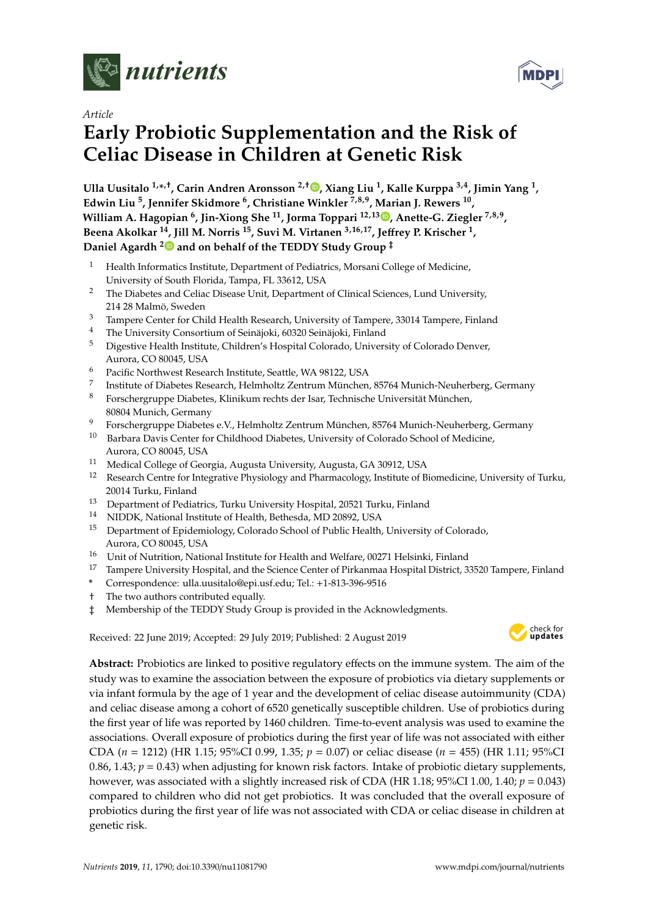*Article*

# Early Probiotic Supplementation and the Risk of Celiac Disease in Children at Genetic Risk

**Ulla Uusitalo [1,*,†], Carin Andren Aronsson [2,†], Xiang Liu [1], Kalle Kurppa [3,4], Jimin Yang [1], Edwin Liu [5], Jennifer Skidmore [6], Christiane Winkler [7,8,9], Marian J. Rewers [10], William A. Hagopian [6], Jin-Xiong She [11], Jorma Toppari [12,13], Anette-G. Ziegler [7,8,9], Beena Akolkar [14], Jill M. Norris [15], Suvi M. Virtanen [3,16,17], Jeffrey P. Krischer [1], Daniel Agardh [2] and on behalf of the TEDDY Study Group [‡]**

1. Health Informatics Institute, Department of Pediatrics, Morsani College of Medicine, University of South Florida, Tampa, FL 33612, USA
2. The Diabetes and Celiac Disease Unit, Department of Clinical Sciences, Lund University, 214 28 Malmö, Sweden
3. Tampere Center for Child Health Research, University of Tampere, 33014 Tampere, Finland
4. The University Consortium of Seinäjoki, 60320 Seinäjoki, Finland
5. Digestive Health Institute, Children's Hospital Colorado, University of Colorado Denver, Aurora, CO 80045, USA
6. Pacific Northwest Research Institute, Seattle, WA 98122, USA
7. Institute of Diabetes Research, Helmholtz Zentrum München, 85764 Munich-Neuherberg, Germany
8. Forschergruppe Diabetes, Klinikum rechts der Isar, Technische Universität München, 80804 Munich, Germany
9. Forschergruppe Diabetes e.V., Helmholtz Zentrum München, 85764 Munich-Neuherberg, Germany
10. Barbara Davis Center for Childhood Diabetes, University of Colorado School of Medicine, Aurora, CO 80045, USA
11. Medical College of Georgia, Augusta University, Augusta, GA 30912, USA
12. Research Centre for Integrative Physiology and Pharmacology, Institute of Biomedicine, University of Turku, 20014 Turku, Finland
13. Department of Pediatrics, Turku University Hospital, 20521 Turku, Finland
14. NIDDK, National Institute of Health, Bethesda, MD 20892, USA
15. Department of Epidemiology, Colorado School of Public Health, University of Colorado, Aurora, CO 80045, USA
16. Unit of Nutrition, National Institute for Health and Welfare, 00271 Helsinki, Finland
17. Tampere University Hospital, and the Science Center of Pirkanmaa Hospital District, 33520 Tampere, Finland

\* Correspondence: ulla.uusitalo@epi.usf.edu; Tel.: +1-813-396-9516

† The two authors contributed equally.

‡ Membership of the TEDDY Study Group is provided in the Acknowledgments.

Received: 22 June 2019; Accepted: 29 July 2019; Published: 2 August 2019

**Abstract:** Probiotics are linked to positive regulatory effects on the immune system. The aim of the study was to examine the association between the exposure of probiotics via dietary supplements or via infant formula by the age of 1 year and the development of celiac disease autoimmunity (CDA) and celiac disease among a cohort of 6520 genetically susceptible children. Use of probiotics during the first year of life was reported by 1460 children. Time-to-event analysis was used to examine the associations. Overall exposure of probiotics during the first year of life was not associated with either CDA (*n* = 1212) (HR 1.15; 95%CI 0.99, 1.35; *p* = 0.07) or celiac disease (*n* = 455) (HR 1.11; 95%CI 0.86, 1.43; *p* = 0.43) when adjusting for known risk factors. Intake of probiotic dietary supplements, however, was associated with a slightly increased risk of CDA (HR 1.18; 95%CI 1.00, 1.40; *p* = 0.043) compared to children who did not get probiotics. It was concluded that the overall exposure of probiotics during the first year of life was not associated with CDA or celiac disease in children at genetic risk.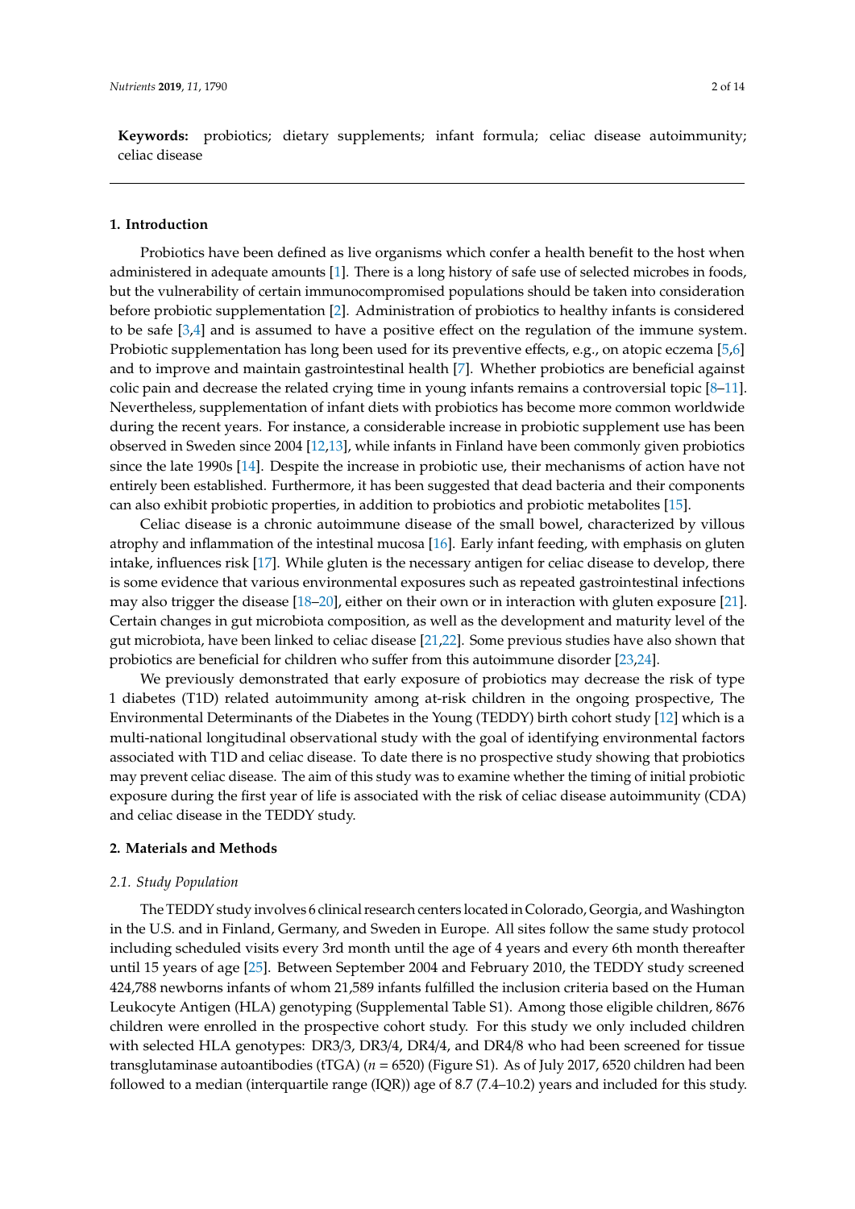**Keywords:** probiotics; dietary supplements; infant formula; celiac disease autoimmunity; celiac disease

## 1. Introduction

Probiotics have been defined as live organisms which confer a health benefit to the host when administered in adequate amounts [1]. There is a long history of safe use of selected microbes in foods, but the vulnerability of certain immunocompromised populations should be taken into consideration before probiotic supplementation [2]. Administration of probiotics to healthy infants is considered to be safe [3,4] and is assumed to have a positive effect on the regulation of the immune system. Probiotic supplementation has long been used for its preventive effects, e.g., on atopic eczema [5,6] and to improve and maintain gastrointestinal health [7]. Whether probiotics are beneficial against colic pain and decrease the related crying time in young infants remains a controversial topic [8–11]. Nevertheless, supplementation of infant diets with probiotics has become more common worldwide during the recent years. For instance, a considerable increase in probiotic supplement use has been observed in Sweden since 2004 [12,13], while infants in Finland have been commonly given probiotics since the late 1990s [14]. Despite the increase in probiotic use, their mechanisms of action have not entirely been established. Furthermore, it has been suggested that dead bacteria and their components can also exhibit probiotic properties, in addition to probiotics and probiotic metabolites [15].

Celiac disease is a chronic autoimmune disease of the small bowel, characterized by villous atrophy and inflammation of the intestinal mucosa [16]. Early infant feeding, with emphasis on gluten intake, influences risk [17]. While gluten is the necessary antigen for celiac disease to develop, there is some evidence that various environmental exposures such as repeated gastrointestinal infections may also trigger the disease [18–20], either on their own or in interaction with gluten exposure [21]. Certain changes in gut microbiota composition, as well as the development and maturity level of the gut microbiota, have been linked to celiac disease [21,22]. Some previous studies have also shown that probiotics are beneficial for children who suffer from this autoimmune disorder [23,24].

We previously demonstrated that early exposure of probiotics may decrease the risk of type 1 diabetes (T1D) related autoimmunity among at-risk children in the ongoing prospective, The Environmental Determinants of the Diabetes in the Young (TEDDY) birth cohort study [12] which is a multi-national longitudinal observational study with the goal of identifying environmental factors associated with T1D and celiac disease. To date there is no prospective study showing that probiotics may prevent celiac disease. The aim of this study was to examine whether the timing of initial probiotic exposure during the first year of life is associated with the risk of celiac disease autoimmunity (CDA) and celiac disease in the TEDDY study.

## 2. Materials and Methods

### *2.1. Study Population*

The TEDDY study involves 6 clinical research centers located in Colorado, Georgia, and Washington in the U.S. and in Finland, Germany, and Sweden in Europe. All sites follow the same study protocol including scheduled visits every 3rd month until the age of 4 years and every 6th month thereafter until 15 years of age [25]. Between September 2004 and February 2010, the TEDDY study screened 424,788 newborns infants of whom 21,589 infants fulfilled the inclusion criteria based on the Human Leukocyte Antigen (HLA) genotyping (Supplemental Table S1). Among those eligible children, 8676 children were enrolled in the prospective cohort study. For this study we only included children with selected HLA genotypes: DR3/3, DR3/4, DR4/4, and DR4/8 who had been screened for tissue transglutaminase autoantibodies (tTGA) ($n$ = 6520) (Figure S1). As of July 2017, 6520 children had been followed to a median (interquartile range (IQR)) age of 8.7 (7.4–10.2) years and included for this study.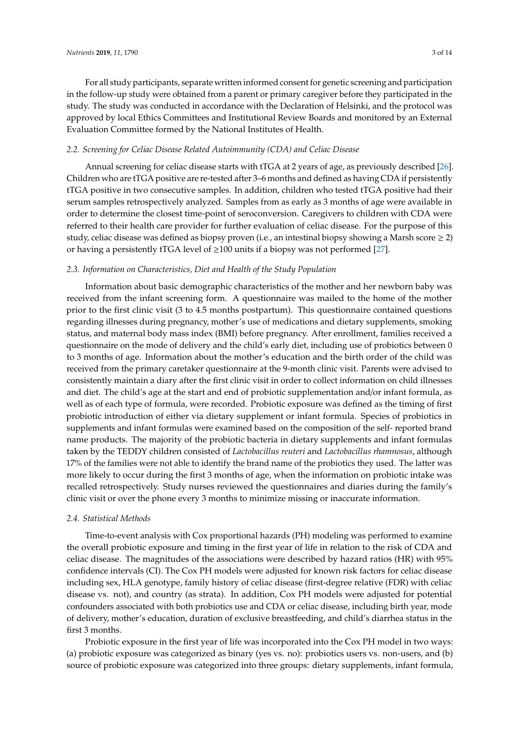For all study participants, separate written informed consent for genetic screening and participation in the follow-up study were obtained from a parent or primary caregiver before they participated in the study. The study was conducted in accordance with the Declaration of Helsinki, and the protocol was approved by local Ethics Committees and Institutional Review Boards and monitored by an External Evaluation Committee formed by the National Institutes of Health.

### *2.2. Screening for Celiac Disease Related Autoimmunity (CDA) and Celiac Disease*

Annual screening for celiac disease starts with tTGA at 2 years of age, as previously described [26]. Children who are tTGA positive are re-tested after 3–6 months and defined as having CDA if persistently tTGA positive in two consecutive samples. In addition, children who tested tTGA positive had their serum samples retrospectively analyzed. Samples from as early as 3 months of age were available in order to determine the closest time-point of seroconversion. Caregivers to children with CDA were referred to their health care provider for further evaluation of celiac disease. For the purpose of this study, celiac disease was defined as biopsy proven (i.e., an intestinal biopsy showing a Marsh score $\geq 2$) or having a persistently tTGA level of $\geq$100 units if a biopsy was not performed [27].

### *2.3. Information on Characteristics, Diet and Health of the Study Population*

Information about basic demographic characteristics of the mother and her newborn baby was received from the infant screening form. A questionnaire was mailed to the home of the mother prior to the first clinic visit (3 to 4.5 months postpartum). This questionnaire contained questions regarding illnesses during pregnancy, mother's use of medications and dietary supplements, smoking status, and maternal body mass index (BMI) before pregnancy. After enrollment, families received a questionnaire on the mode of delivery and the child's early diet, including use of probiotics between 0 to 3 months of age. Information about the mother's education and the birth order of the child was received from the primary caretaker questionnaire at the 9-month clinic visit. Parents were advised to consistently maintain a diary after the first clinic visit in order to collect information on child illnesses and diet. The child's age at the start and end of probiotic supplementation and/or infant formula, as well as of each type of formula, were recorded. Probiotic exposure was defined as the timing of first probiotic introduction of either via dietary supplement or infant formula. Species of probiotics in supplements and infant formulas were examined based on the composition of the self- reported brand name products. The majority of the probiotic bacteria in dietary supplements and infant formulas taken by the TEDDY children consisted of *Lactobacillus reuteri* and *Lactobacillus rhamnosus*, although 17% of the families were not able to identify the brand name of the probiotics they used. The latter was more likely to occur during the first 3 months of age, when the information on probiotic intake was recalled retrospectively. Study nurses reviewed the questionnaires and diaries during the family's clinic visit or over the phone every 3 months to minimize missing or inaccurate information.

### *2.4. Statistical Methods*

Time-to-event analysis with Cox proportional hazards (PH) modeling was performed to examine the overall probiotic exposure and timing in the first year of life in relation to the risk of CDA and celiac disease. The magnitudes of the associations were described by hazard ratios (HR) with 95% confidence intervals (CI). The Cox PH models were adjusted for known risk factors for celiac disease including sex, HLA genotype, family history of celiac disease (first-degree relative (FDR) with celiac disease vs. not), and country (as strata). In addition, Cox PH models were adjusted for potential confounders associated with both probiotics use and CDA or celiac disease, including birth year, mode of delivery, mother's education, duration of exclusive breastfeeding, and child's diarrhea status in the first 3 months.

Probiotic exposure in the first year of life was incorporated into the Cox PH model in two ways: (a) probiotic exposure was categorized as binary (yes vs. no): probiotics users vs. non-users, and (b) source of probiotic exposure was categorized into three groups: dietary supplements, infant formula,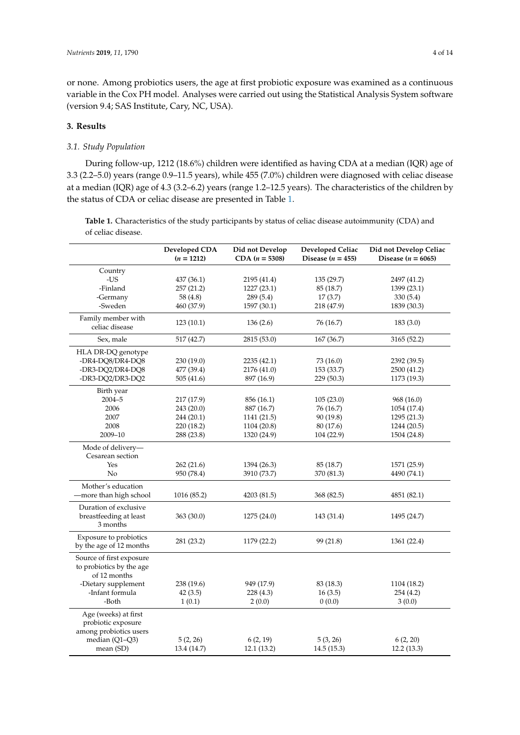or none. Among probiotics users, the age at first probiotic exposure was examined as a continuous variable in the Cox PH model. Analyses were carried out using the Statistical Analysis System software (version 9.4; SAS Institute, Cary, NC, USA).

## 3. Results

### 3.1. Study Population

During follow-up, 1212 (18.6%) children were identified as having CDA at a median (IQR) age of 3.3 (2.2–5.0) years (range 0.9–11.5 years), while 455 (7.0%) children were diagnosed with celiac disease at a median (IQR) age of 4.3 (3.2–6.2) years (range 1.2–12.5 years). The characteristics of the children by the status of CDA or celiac disease are presented in Table 1.

**Table 1.** Characteristics of the study participants by status of celiac disease autoimmunity (CDA) and of celiac disease.

| | Developed CDA (*n* = 1212) | Did not Develop CDA (*n* = 5308) | Developed Celiac Disease (*n* = 455) | Did not Develop Celiac Disease (*n* = 6065) |
|---|---|---|---|---|
| Country | | | | |
| -US | 437 (36.1) | 2195 (41.4) | 135 (29.7) | 2497 (41.2) |
| -Finland | 257 (21.2) | 1227 (23.1) | 85 (18.7) | 1399 (23.1) |
| -Germany | 58 (4.8) | 289 (5.4) | 17 (3.7) | 330 (5.4) |
| -Sweden | 460 (37.9) | 1597 (30.1) | 218 (47.9) | 1839 (30.3) |
| Family member with celiac disease | 123 (10.1) | 136 (2.6) | 76 (16.7) | 183 (3.0) |
| Sex, male | 517 (42.7) | 2815 (53.0) | 167 (36.7) | 3165 (52.2) |
| HLA DR-DQ genotype | | | | |
| -DR4-DQ8/DR4-DQ8 | 230 (19.0) | 2235 (42.1) | 73 (16.0) | 2392 (39.5) |
| -DR3-DQ2/DR4-DQ8 | 477 (39.4) | 2176 (41.0) | 153 (33.7) | 2500 (41.2) |
| -DR3-DQ2/DR3-DQ2 | 505 (41.6) | 897 (16.9) | 229 (50.3) | 1173 (19.3) |
| Birth year | | | | |
| 2004–5 | 217 (17.9) | 856 (16.1) | 105 (23.0) | 968 (16.0) |
| 2006 | 243 (20.0) | 887 (16.7) | 76 (16.7) | 1054 (17.4) |
| 2007 | 244 (20.1) | 1141 (21.5) | 90 (19.8) | 1295 (21.3) |
| 2008 | 220 (18.2) | 1104 (20.8) | 80 (17.6) | 1244 (20.5) |
| 2009–10 | 288 (23.8) | 1320 (24.9) | 104 (22.9) | 1504 (24.8) |
| Mode of delivery—Cesarean section | | | | |
| Yes | 262 (21.6) | 1394 (26.3) | 85 (18.7) | 1571 (25.9) |
| No | 950 (78.4) | 3910 (73.7) | 370 (81.3) | 4490 (74.1) |
| Mother's education—more than high school | 1016 (85.2) | 4203 (81.5) | 368 (82.5) | 4851 (82.1) |
| Duration of exclusive breastfeeding at least 3 months | 363 (30.0) | 1275 (24.0) | 143 (31.4) | 1495 (24.7) |
| Exposure to probiotics by the age of 12 months | 281 (23.2) | 1179 (22.2) | 99 (21.8) | 1361 (22.4) |
| Source of first exposure to probiotics by the age of 12 months | | | | |
| -Dietary supplement | 238 (19.6) | 949 (17.9) | 83 (18.3) | 1104 (18.2) |
| -Infant formula | 42 (3.5) | 228 (4.3) | 16 (3.5) | 254 (4.2) |
| -Both | 1 (0.1) | 2 (0.0) | 0 (0.0) | 3 (0.0) |
| Age (weeks) at first probiotic exposure among probiotics users | | | | |
| median (Q1–Q3) | 5 (2, 26) | 6 (2, 19) | 5 (3, 26) | 6 (2, 20) |
| mean (SD) | 13.4 (14.7) | 12.1 (13.2) | 14.5 (15.3) | 12.2 (13.3) |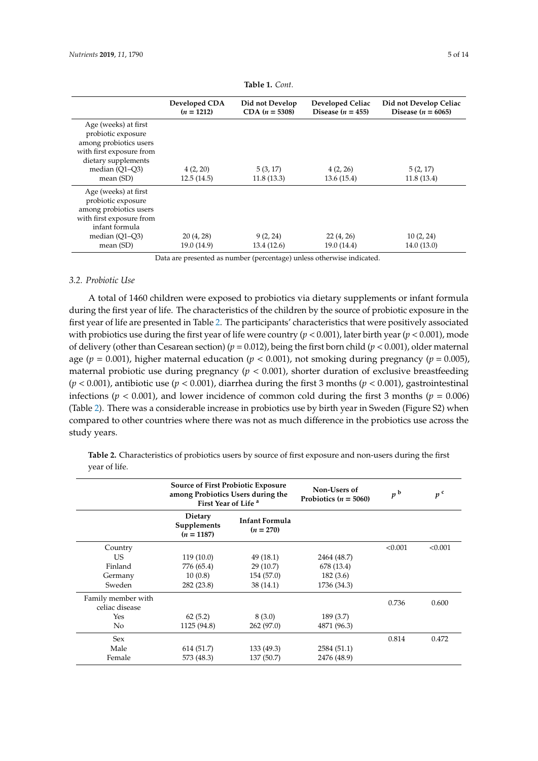**Table 1.** *Cont.*

| | Developed CDA ($n$ = 1212) | Did not Develop CDA ($n$ = 5308) | Developed Celiac Disease ($n$ = 455) | Did not Develop Celiac Disease ($n$ = 6065) |
|---|---|---|---|---|
| Age (weeks) at first probiotic exposure among probiotics users with first exposure from dietary supplements | | | | |
| median (Q1–Q3) | 4 (2, 20) | 5 (3, 17) | 4 (2, 26) | 5 (2, 17) |
| mean (SD) | 12.5 (14.5) | 11.8 (13.3) | 13.6 (15.4) | 11.8 (13.4) |
| Age (weeks) at first probiotic exposure among probiotics users with first exposure from infant formula | | | | |
| median (Q1–Q3) | 20 (4, 28) | 9 (2, 24) | 22 (4, 26) | 10 (2, 24) |
| mean (SD) | 19.0 (14.9) | 13.4 (12.6) | 19.0 (14.4) | 14.0 (13.0) |

Data are presented as number (percentage) unless otherwise indicated.

### 3.2. Probiotic Use

A total of 1460 children were exposed to probiotics via dietary supplements or infant formula during the first year of life. The characteristics of the children by the source of probiotic exposure in the first year of life are presented in Table 2. The participants' characteristics that were positively associated with probiotics use during the first year of life were country ($p < 0.001$), later birth year ($p < 0.001$), mode of delivery (other than Cesarean section) ($p = 0.012$), being the first born child ($p < 0.001$), older maternal age ($p = 0.001$), higher maternal education ($p < 0.001$), not smoking during pregnancy ($p = 0.005$), maternal probiotic use during pregnancy ($p < 0.001$), shorter duration of exclusive breastfeeding ($p < 0.001$), antibiotic use ($p < 0.001$), diarrhea during the first 3 months ($p < 0.001$), gastrointestinal infections ($p < 0.001$), and lower incidence of common cold during the first 3 months ($p = 0.006$) (Table 2). There was a considerable increase in probiotics use by birth year in Sweden (Figure S2) when compared to other countries where there was not as much difference in the probiotics use across the study years.

**Table 2.** Characteristics of probiotics users by source of first exposure and non-users during the first year of life.

| | Source of First Probiotic Exposure among Probiotics Users during the First Year of Life [a] | | Non-Users of Probiotics ($n$ = 5060) | $p$ [b] | $p$ [c] |
|---|---|---|---|---|---|
| | Dietary Supplements ($n$ = 1187) | Infant Formula ($n$ = 270) | | | |
| Country | | | | <0.001 | <0.001 |
| US | 119 (10.0) | 49 (18.1) | 2464 (48.7) | | |
| Finland | 776 (65.4) | 29 (10.7) | 678 (13.4) | | |
| Germany | 10 (0.8) | 154 (57.0) | 182 (3.6) | | |
| Sweden | 282 (23.8) | 38 (14.1) | 1736 (34.3) | | |
| Family member with celiac disease | | | | 0.736 | 0.600 |
| Yes | 62 (5.2) | 8 (3.0) | 189 (3.7) | | |
| No | 1125 (94.8) | 262 (97.0) | 4871 (96.3) | | |
| Sex | | | | 0.814 | 0.472 |
| Male | 614 (51.7) | 133 (49.3) | 2584 (51.1) | | |
| Female | 573 (48.3) | 137 (50.7) | 2476 (48.9) | | |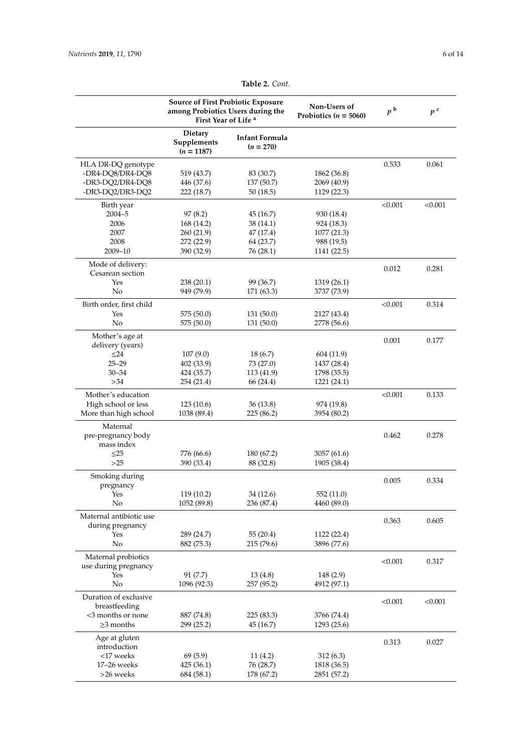**Table 2.** *Cont.*

| | Source of First Probiotic Exposure among Probiotics Users during the First Year of Life [a] | | Non-Users of Probiotics ($n$ = 5060) | $p$ [b] | $p$ [c] |
|---|---|---|---|---|---|
| | Dietary Supplements ($n$ = 1187) | Infant Formula ($n$ = 270) | | | |
| HLA DR-DQ genotype | | | | 0.533 | 0.061 |
| -DR4-DQ8/DR4-DQ8 | 519 (43.7) | 83 (30.7) | 1862 (36.8) | | |
| -DR3-DQ2/DR4-DQ8 | 446 (37.6) | 137 (50.7) | 2069 (40.9) | | |
| -DR3-DQ2/DR3-DQ2 | 222 (18.7) | 50 (18.5) | 1129 (22.3) | | |
| Birth year | | | | <0.001 | <0.001 |
| 2004–5 | 97 (8.2) | 45 (16.7) | 930 (18.4) | | |
| 2006 | 168 (14.2) | 38 (14.1) | 924 (18.3) | | |
| 2007 | 260 (21.9) | 47 (17.4) | 1077 (21.3) | | |
| 2008 | 272 (22.9) | 64 (23.7) | 988 (19.5) | | |
| 2009–10 | 390 (32.9) | 76 (28.1) | 1141 (22.5) | | |
| Mode of delivery: Cesarean section | | | | 0.012 | 0.281 |
| Yes | 238 (20.1) | 99 (36.7) | 1319 (26.1) | | |
| No | 949 (79.9) | 171 (63.3) | 3737 (73.9) | | |
| Birth order, first child | | | | <0.001 | 0.314 |
| Yes | 575 (50.0) | 131 (50.0) | 2127 (43.4) | | |
| No | 575 (50.0) | 131 (50.0) | 2778 (56.6) | | |
| Mother's age at delivery (years) | | | | 0.001 | 0.177 |
| ≤24 | 107 (9.0) | 18 (6.7) | 604 (11.9) | | |
| 25–29 | 402 (33.9) | 73 (27.0) | 1437 (28.4) | | |
| 30–34 | 424 (35.7) | 113 (41.9) | 1798 (35.5) | | |
| >34 | 254 (21.4) | 66 (24.4) | 1221 (24.1) | | |
| Mother's education | | | | <0.001 | 0.133 |
| High school or less | 123 (10.6) | 36 (13.8) | 974 (19.8) | | |
| More than high school | 1038 (89.4) | 225 (86.2) | 3954 (80.2) | | |
| Maternal pre-pregnancy body mass index | | | | 0.462 | 0.278 |
| ≤25 | 776 (66.6) | 180 (67.2) | 3057 (61.6) | | |
| >25 | 390 (33.4) | 88 (32.8) | 1905 (38.4) | | |
| Smoking during pregnancy | | | | 0.005 | 0.334 |
| Yes | 119 (10.2) | 34 (12.6) | 552 (11.0) | | |
| No | 1052 (89.8) | 236 (87.4) | 4460 (89.0) | | |
| Maternal antibiotic use during pregnancy | | | | 0.363 | 0.605 |
| Yes | 289 (24.7) | 55 (20.4) | 1122 (22.4) | | |
| No | 882 (75.3) | 215 (79.6) | 3896 (77.6) | | |
| Maternal probiotics use during pregnancy | | | | <0.001 | 0.317 |
| Yes | 91 (7.7) | 13 (4.8) | 148 (2.9) | | |
| No | 1096 (92.3) | 257 (95.2) | 4912 (97.1) | | |
| Duration of exclusive breastfeeding | | | | <0.001 | <0.001 |
| <3 months or none | 887 (74.8) | 225 (83.3) | 3766 (74.4) | | |
| ≥3 months | 299 (25.2) | 45 (16.7) | 1293 (25.6) | | |
| Age at gluten introduction | | | | 0.313 | 0.027 |
| <17 weeks | 69 (5.9) | 11 (4.2) | 312 (6.3) | | |
| 17–26 weeks | 425 (36.1) | 76 (28.7) | 1818 (36.5) | | |
| >26 weeks | 684 (58.1) | 178 (67.2) | 2851 (57.2) | | |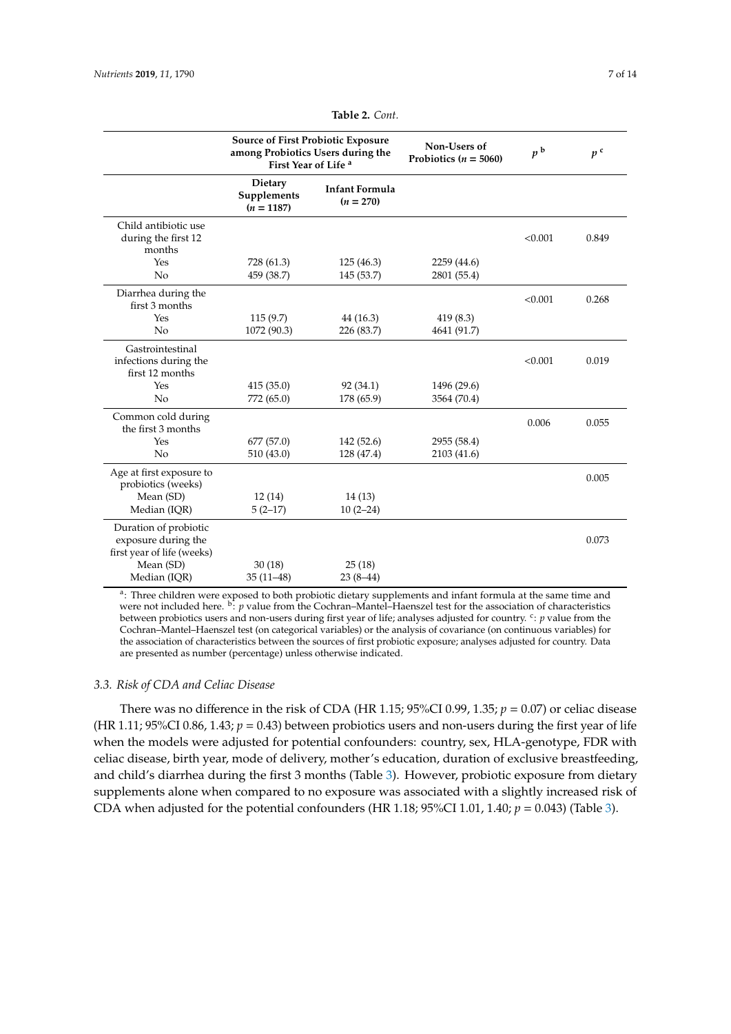**Table 2.** *Cont.*

| | Source of First Probiotic Exposure among Probiotics Users during the First Year of Life [a] | | Non-Users of Probiotics ($n$ = 5060) | $p$ [b] | $p$ [c] |
|---|---|---|---|---|---|
| | Dietary Supplements ($n$ = 1187) | Infant Formula ($n$ = 270) | | | |
| Child antibiotic use during the first 12 months | | | | <0.001 | 0.849 |
| Yes | 728 (61.3) | 125 (46.3) | 2259 (44.6) | | |
| No | 459 (38.7) | 145 (53.7) | 2801 (55.4) | | |
| Diarrhea during the first 3 months | | | | <0.001 | 0.268 |
| Yes | 115 (9.7) | 44 (16.3) | 419 (8.3) | | |
| No | 1072 (90.3) | 226 (83.7) | 4641 (91.7) | | |
| Gastrointestinal infections during the first 12 months | | | | <0.001 | 0.019 |
| Yes | 415 (35.0) | 92 (34.1) | 1496 (29.6) | | |
| No | 772 (65.0) | 178 (65.9) | 3564 (70.4) | | |
| Common cold during the first 3 months | | | | 0.006 | 0.055 |
| Yes | 677 (57.0) | 142 (52.6) | 2955 (58.4) | | |
| No | 510 (43.0) | 128 (47.4) | 2103 (41.6) | | |
| Age at first exposure to probiotics (weeks) | | | | | 0.005 |
| Mean (SD) | 12 (14) | 14 (13) | | | |
| Median (IQR) | 5 (2–17) | 10 (2–24) | | | |
| Duration of probiotic exposure during the first year of life (weeks) | | | | | 0.073 |
| Mean (SD) | 30 (18) | 25 (18) | | | |
| Median (IQR) | 35 (11–48) | 23 (8–44) | | | |

[a]: Three children were exposed to both probiotic dietary supplements and infant formula at the same time and were not included here. [b]: $p$ value from the Cochran–Mantel–Haenszel test for the association of characteristics between probiotics users and non-users during first year of life; analyses adjusted for country. [c]: $p$ value from the Cochran–Mantel–Haenszel test (on categorical variables) or the analysis of covariance (on continuous variables) for the association of characteristics between the sources of first probiotic exposure; analyses adjusted for country. Data are presented as number (percentage) unless otherwise indicated.

### *3.3. Risk of CDA and Celiac Disease*

There was no difference in the risk of CDA (HR 1.15; 95%CI 0.99, 1.35; $p$ = 0.07) or celiac disease (HR 1.11; 95%CI 0.86, 1.43; $p$ = 0.43) between probiotics users and non-users during the first year of life when the models were adjusted for potential confounders: country, sex, HLA-genotype, FDR with celiac disease, birth year, mode of delivery, mother's education, duration of exclusive breastfeeding, and child's diarrhea during the first 3 months (Table 3). However, probiotic exposure from dietary supplements alone when compared to no exposure was associated with a slightly increased risk of CDA when adjusted for the potential confounders (HR 1.18; 95%CI 1.01, 1.40; $p$ = 0.043) (Table 3).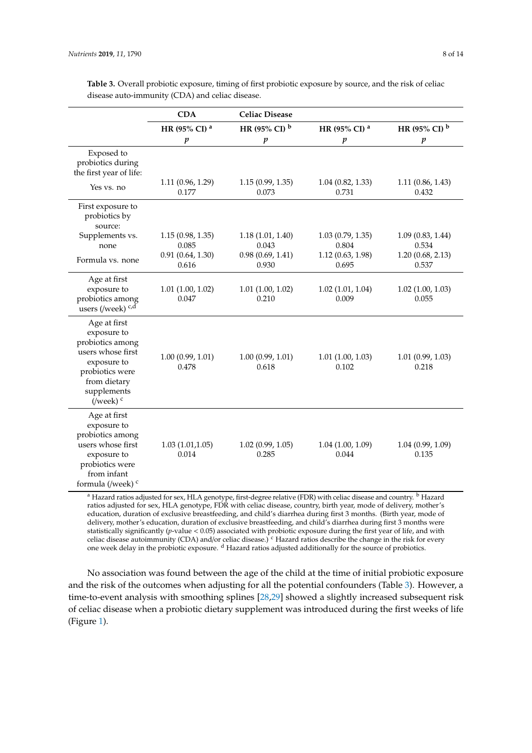**Table 3.** Overall probiotic exposure, timing of first probiotic exposure by source, and the risk of celiac disease auto-immunity (CDA) and celiac disease.

| | CDA | | Celiac Disease | |
|---|---|---|---|---|
| | HR (95% CI) [a] *p* | HR (95% CI) [b] *p* | HR (95% CI) [a] *p* | HR (95% CI) [b] *p* |
| Exposed to probiotics during the first year of life: Yes vs. no | 1.11 (0.96, 1.29) 0.177 | 1.15 (0.99, 1.35) 0.073 | 1.04 (0.82, 1.33) 0.731 | 1.11 (0.86, 1.43) 0.432 |
| First exposure to probiotics by source: Supplements vs. none | 1.15 (0.98, 1.35) 0.085 | 1.18 (1.01, 1.40) 0.043 | 1.03 (0.79, 1.35) 0.804 | 1.09 (0.83, 1.44) 0.534 |
| Formula vs. none | 0.91 (0.64, 1.30) 0.616 | 0.98 (0.69, 1.41) 0.930 | 1.12 (0.63, 1.98) 0.695 | 1.20 (0.68, 2.13) 0.537 |
| Age at first exposure to probiotics among users (/week) [c,d] | 1.01 (1.00, 1.02) 0.047 | 1.01 (1.00, 1.02) 0.210 | 1.02 (1.01, 1.04) 0.009 | 1.02 (1.00, 1.03) 0.055 |
| Age at first exposure to probiotics among users whose first exposure to probiotics were from dietary supplements (/week) [c] | 1.00 (0.99, 1.01) 0.478 | 1.00 (0.99, 1.01) 0.618 | 1.01 (1.00, 1.03) 0.102 | 1.01 (0.99, 1.03) 0.218 |
| Age at first exposure to probiotics among users whose first exposure to probiotics were from infant formula (/week) [c] | 1.03 (1.01,1.05) 0.014 | 1.02 (0.99, 1.05) 0.285 | 1.04 (1.00, 1.09) 0.044 | 1.04 (0.99, 1.09) 0.135 |

[a] Hazard ratios adjusted for sex, HLA genotype, first-degree relative (FDR) with celiac disease and country. [b] Hazard ratios adjusted for sex, HLA genotype, FDR with celiac disease, country, birth year, mode of delivery, mother's education, duration of exclusive breastfeeding, and child's diarrhea during first 3 months. (Birth year, mode of delivery, mother's education, duration of exclusive breastfeeding, and child's diarrhea during first 3 months were statistically significantly ($p$-value $< 0.05$) associated with probiotic exposure during the first year of life, and with celiac disease autoimmunity (CDA) and/or celiac disease.) [c] Hazard ratios describe the change in the risk for every one week delay in the probiotic exposure. [d] Hazard ratios adjusted additionally for the source of probiotics.

No association was found between the age of the child at the time of initial probiotic exposure and the risk of the outcomes when adjusting for all the potential confounders (Table 3). However, a time-to-event analysis with smoothing splines [28,29] showed a slightly increased subsequent risk of celiac disease when a probiotic dietary supplement was introduced during the first weeks of life (Figure 1).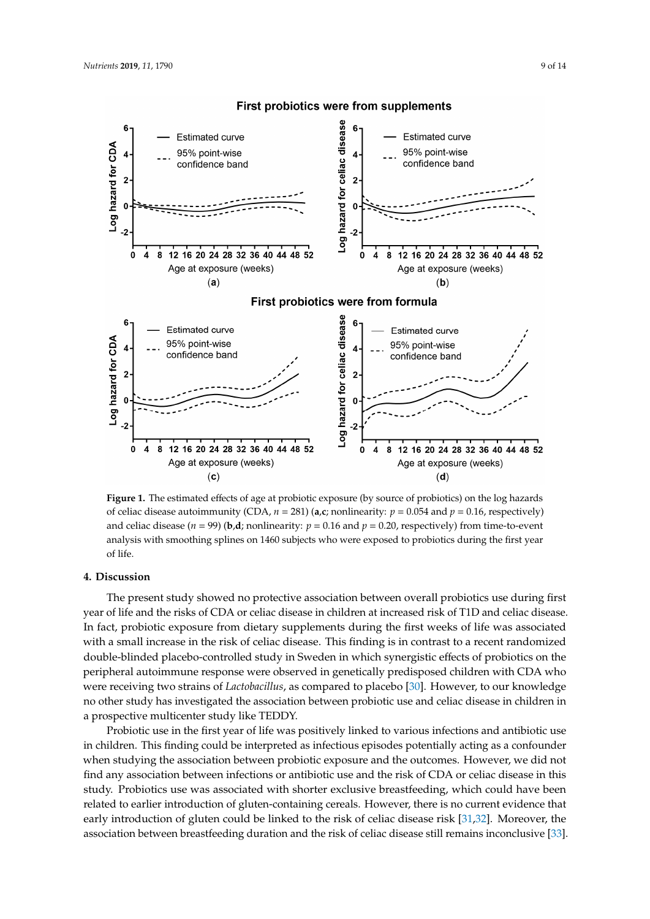**Figure 1.** The estimated effects of age at probiotic exposure (by source of probiotics) on the log hazards of celiac disease autoimmunity (CDA, $n = 281$) (**a**,**c**; nonlinearity: $p = 0.054$ and $p = 0.16$, respectively) and celiac disease ($n = 99$) (**b**,**d**; nonlinearity: $p = 0.16$ and $p = 0.20$, respectively) from time-to-event analysis with smoothing splines on 1460 subjects who were exposed to probiotics during the first year of life.

## 4. Discussion

The present study showed no protective association between overall probiotics use during first year of life and the risks of CDA or celiac disease in children at increased risk of T1D and celiac disease. In fact, probiotic exposure from dietary supplements during the first weeks of life was associated with a small increase in the risk of celiac disease. This finding is in contrast to a recent randomized double-blinded placebo-controlled study in Sweden in which synergistic effects of probiotics on the peripheral autoimmune response were observed in genetically predisposed children with CDA who were receiving two strains of *Lactobacillus*, as compared to placebo [30]. However, to our knowledge no other study has investigated the association between probiotic use and celiac disease in children in a prospective multicenter study like TEDDY.

Probiotic use in the first year of life was positively linked to various infections and antibiotic use in children. This finding could be interpreted as infectious episodes potentially acting as a confounder when studying the association between probiotic exposure and the outcomes. However, we did not find any association between infections or antibiotic use and the risk of CDA or celiac disease in this study. Probiotics use was associated with shorter exclusive breastfeeding, which could have been related to earlier introduction of gluten-containing cereals. However, there is no current evidence that early introduction of gluten could be linked to the risk of celiac disease risk [31,32]. Moreover, the association between breastfeeding duration and the risk of celiac disease still remains inconclusive [33].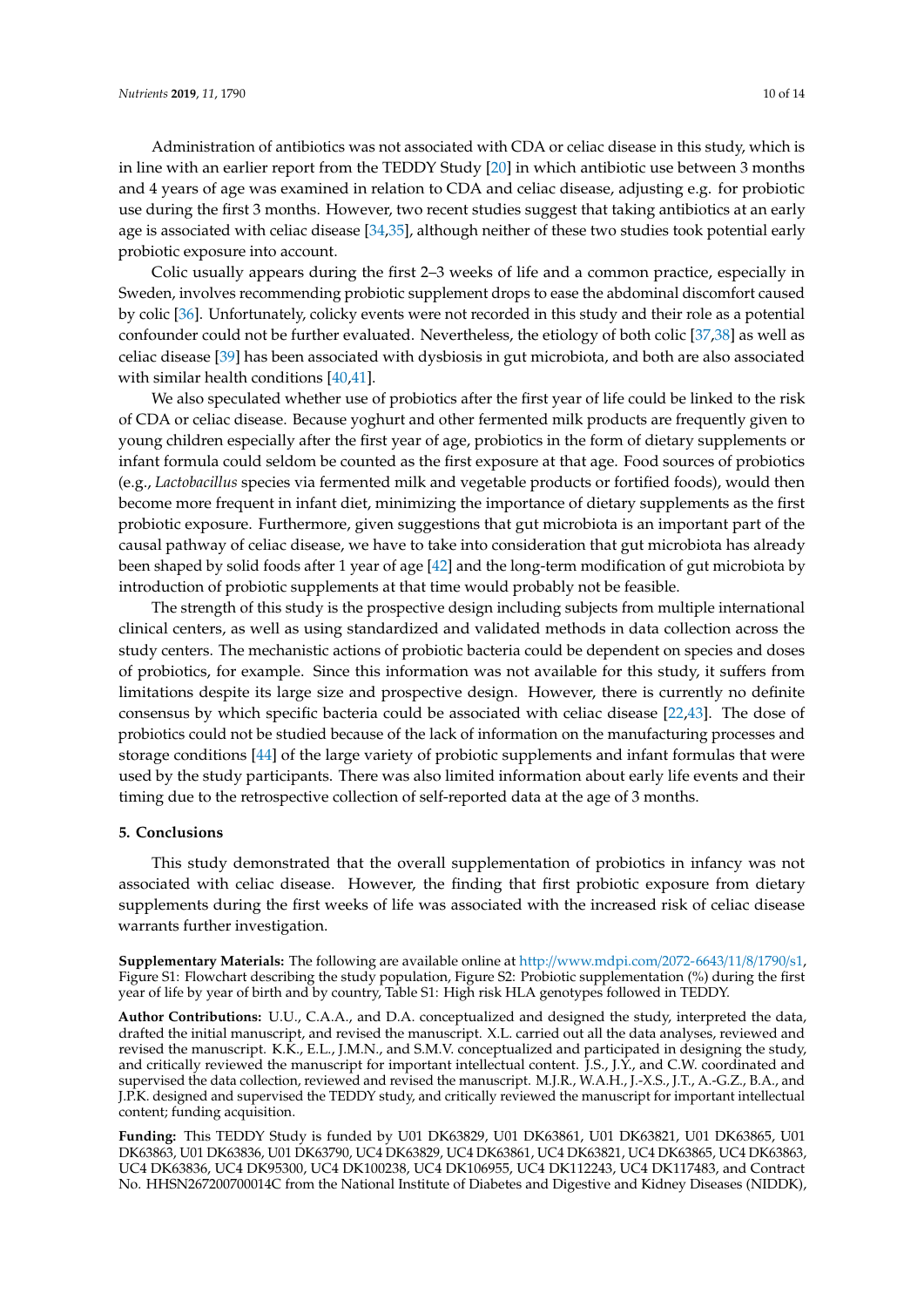Administration of antibiotics was not associated with CDA or celiac disease in this study, which is in line with an earlier report from the TEDDY Study [20] in which antibiotic use between 3 months and 4 years of age was examined in relation to CDA and celiac disease, adjusting e.g. for probiotic use during the first 3 months. However, two recent studies suggest that taking antibiotics at an early age is associated with celiac disease [34,35], although neither of these two studies took potential early probiotic exposure into account.

Colic usually appears during the first 2–3 weeks of life and a common practice, especially in Sweden, involves recommending probiotic supplement drops to ease the abdominal discomfort caused by colic [36]. Unfortunately, colicky events were not recorded in this study and their role as a potential confounder could not be further evaluated. Nevertheless, the etiology of both colic [37,38] as well as celiac disease [39] has been associated with dysbiosis in gut microbiota, and both are also associated with similar health conditions [40,41].

We also speculated whether use of probiotics after the first year of life could be linked to the risk of CDA or celiac disease. Because yoghurt and other fermented milk products are frequently given to young children especially after the first year of age, probiotics in the form of dietary supplements or infant formula could seldom be counted as the first exposure at that age. Food sources of probiotics (e.g., *Lactobacillus* species via fermented milk and vegetable products or fortified foods), would then become more frequent in infant diet, minimizing the importance of dietary supplements as the first probiotic exposure. Furthermore, given suggestions that gut microbiota is an important part of the causal pathway of celiac disease, we have to take into consideration that gut microbiota has already been shaped by solid foods after 1 year of age [42] and the long-term modification of gut microbiota by introduction of probiotic supplements at that time would probably not be feasible.

The strength of this study is the prospective design including subjects from multiple international clinical centers, as well as using standardized and validated methods in data collection across the study centers. The mechanistic actions of probiotic bacteria could be dependent on species and doses of probiotics, for example. Since this information was not available for this study, it suffers from limitations despite its large size and prospective design. However, there is currently no definite consensus by which specific bacteria could be associated with celiac disease [22,43]. The dose of probiotics could not be studied because of the lack of information on the manufacturing processes and storage conditions [44] of the large variety of probiotic supplements and infant formulas that were used by the study participants. There was also limited information about early life events and their timing due to the retrospective collection of self-reported data at the age of 3 months.

## 5. Conclusions

This study demonstrated that the overall supplementation of probiotics in infancy was not associated with celiac disease. However, the finding that first probiotic exposure from dietary supplements during the first weeks of life was associated with the increased risk of celiac disease warrants further investigation.

**Supplementary Materials:** The following are available online at http://www.mdpi.com/2072-6643/11/8/1790/s1, Figure S1: Flowchart describing the study population, Figure S2: Probiotic supplementation (%) during the first year of life by year of birth and by country, Table S1: High risk HLA genotypes followed in TEDDY.

**Author Contributions:** U.U., C.A.A., and D.A. conceptualized and designed the study, interpreted the data, drafted the initial manuscript, and revised the manuscript. X.L. carried out all the data analyses, reviewed and revised the manuscript. K.K., E.L., J.M.N., and S.M.V. conceptualized and participated in designing the study, and critically reviewed the manuscript for important intellectual content. J.S., J.Y., and C.W. coordinated and supervised the data collection, reviewed and revised the manuscript. M.J.R., W.A.H., J.-X.S., J.T., A.-G.Z., B.A., and J.P.K. designed and supervised the TEDDY study, and critically reviewed the manuscript for important intellectual content; funding acquisition.

**Funding:** This TEDDY Study is funded by U01 DK63829, U01 DK63861, U01 DK63821, U01 DK63865, U01 DK63863, U01 DK63836, U01 DK63790, UC4 DK63829, UC4 DK63861, UC4 DK63821, UC4 DK63865, UC4 DK63863, UC4 DK63836, UC4 DK95300, UC4 DK100238, UC4 DK106955, UC4 DK112243, UC4 DK117483, and Contract No. HHSN267200700014C from the National Institute of Diabetes and Digestive and Kidney Diseases (NIDDK),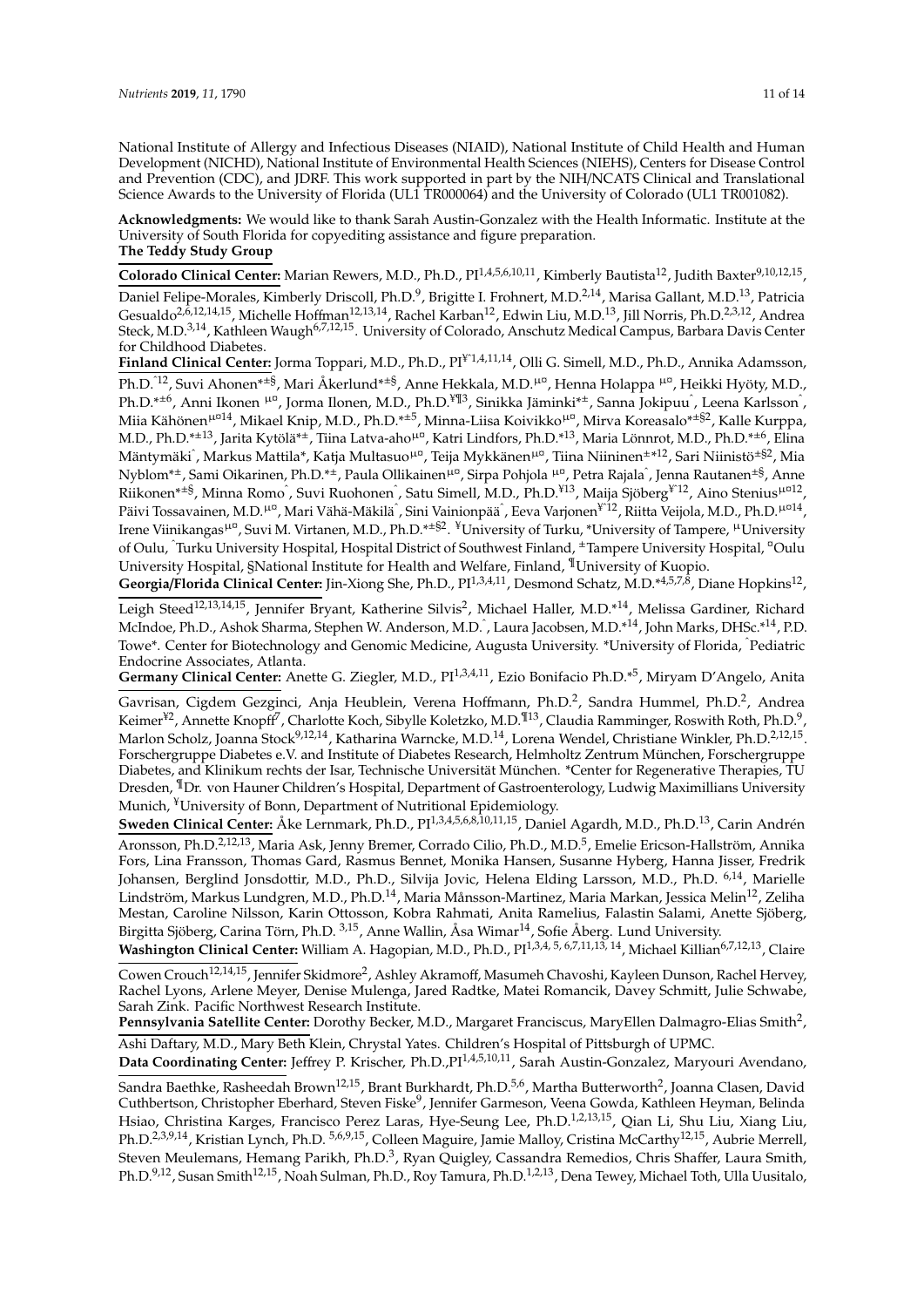National Institute of Allergy and Infectious Diseases (NIAID), National Institute of Child Health and Human Development (NICHD), National Institute of Environmental Health Sciences (NIEHS), Centers for Disease Control and Prevention (CDC), and JDRF. This work supported in part by the NIH/NCATS Clinical and Translational Science Awards to the University of Florida (UL1 TR000064) and the University of Colorado (UL1 TR001082).

**Acknowledgments:** We would like to thank Sarah Austin-Gonzalez with the Health Informatic. Institute at the University of South Florida for copyediting assistance and figure preparation.

**The Teddy Study Group**

**Colorado Clinical Center:** Marian Rewers, M.D., Ph.D., PI[1,4,5,6,10,11], Kimberly Bautista[12], Judith Baxter[9,10,12,15], Daniel Felipe-Morales, Kimberly Driscoll, Ph.D.[9], Brigitte I. Frohnert, M.D.[2,14], Marisa Gallant, M.D.[13], Patricia Gesualdo[2,6,12,14,15], Michelle Hoffman[12,13,14], Rachel Karban[12], Edwin Liu, M.D.[13], Jill Norris, Ph.D.[2,3,12], Andrea Steck, M.D.[3,14], Kathleen Waugh[6,7,12,15]. University of Colorado, Anschutz Medical Campus, Barbara Davis Center for Childhood Diabetes.

**Finland Clinical Center:** Jorma Toppari, M.D., Ph.D., PI[¥^1,4,11,14], Olli G. Simell, M.D., Ph.D., Annika Adamsson, Ph.D.[^12], Suvi Ahonen[*±§], Mari Åkerlund[*±§], Anne Hekkala, M.D.[μ¤], Henna Holappa [μ¤], Heikki Hyöty, M.D., Ph.D.[*±6], Anni Ikonen [μ¤], Jorma Ilonen, M.D., Ph.D.[¥¶3], Sinikka Jäminki[*±], Sanna Jokipuu[^], Leena Karlsson[^], Miia Kähönen[μ¤14], Mikael Knip, M.D., Ph.D.[*±5], Minna-Liisa Koivikko[μ¤], Mirva Koreasalo[*±§2], Kalle Kurppa, M.D., Ph.D.[*±13], Jarita Kytölä[*±], Tiina Latva-aho[μ¤], Katri Lindfors, Ph.D.[*13], Maria Lönnrot, M.D., Ph.D.[*±6], Elina Mäntymäki[^], Markus Mattila[*], Katja Multasuo[μ¤], Teija Mykkänen[μ¤], Tiina Niininen[±*12], Sari Niinistö[±§2], Mia Nyblom[*±], Sami Oikarinen, Ph.D.[*±], Paula Ollikainen[μ¤], Sirpa Pohjola [μ¤], Petra Rajala[^], Jenna Rautanen[±§], Anne Riikonen[*±§], Minna Romo[^], Suvi Ruohonen[^], Satu Simell, M.D., Ph.D.[¥13], Maija Sjöberg[¥^12], Aino Stenius[μ¤12], Päivi Tossavainen, M.D.[μ¤], Mari Vähä-Mäkilä[^], Sini Vainionpää[^], Eeva Varjonen[¥^12], Riitta Veijola, M.D., Ph.D.[μ¤14], Irene Viinikangas[μ¤], Suvi M. Virtanen, M.D., Ph.D.[*±§2]. ¥University of Turku, *University of Tampere, μUniversity of Oulu, ^Turku University Hospital, Hospital District of Southwest Finland, ±Tampere University Hospital, ¤Oulu University Hospital, §National Institute for Health and Welfare, Finland, ¶University of Kuopio.

**Georgia/Florida Clinical Center:** Jin-Xiong She, Ph.D., PI[1,3,4,11], Desmond Schatz, M.D.[*4,5,7,8], Diane Hopkins[12], Leigh Steed[12,13,14,15], Jennifer Bryant, Katherine Silvis[2], Michael Haller, M.D.[*14], Melissa Gardiner, Richard McIndoe, Ph.D., Ashok Sharma, Stephen W. Anderson, M.D.[^], Laura Jacobsen, M.D.[*14], John Marks, DHSc.[*14], P.D. Towe[*]. Center for Biotechnology and Genomic Medicine, Augusta University. *University of Florida, ^Pediatric Endocrine Associates, Atlanta.

**Germany Clinical Center:** Anette G. Ziegler, M.D., PI[1,3,4,11], Ezio Bonifacio Ph.D.[*5], Miryam D'Angelo, Anita Gavrisan, Cigdem Gezginci, Anja Heublein, Verena Hoffmann, Ph.D.[2], Sandra Hummel, Ph.D.[2], Andrea Keimer[¥2], Annette Knopff[7], Charlotte Koch, Sibylle Koletzko, M.D.[¶13], Claudia Ramminger, Roswith Roth, Ph.D.[9], Marlon Scholz, Joanna Stock[9,12,14], Katharina Warncke, M.D.[14], Lorena Wendel, Christiane Winkler, Ph.D.[2,12,15]. Forschergruppe Diabetes e.V. and Institute of Diabetes Research, Helmholtz Zentrum München, Forschergruppe Diabetes, and Klinikum rechts der Isar, Technische Universität München. *Center for Regenerative Therapies, TU Dresden, ¶Dr. von Hauner Children's Hospital, Department of Gastroenterology, Ludwig Maximillians University Munich, ¥University of Bonn, Department of Nutritional Epidemiology.

**Sweden Clinical Center:** Åke Lernmark, Ph.D., PI[1,3,4,5,6,8,10,11,15], Daniel Agardh, M.D., Ph.D.[13], Carin Andrén Aronsson, Ph.D.[2,12,13], Maria Ask, Jenny Bremer, Corrado Cilio, Ph.D., M.D.[5], Emelie Ericson-Hallström, Annika Fors, Lina Fransson, Thomas Gard, Rasmus Bennet, Monika Hansen, Susanne Hyberg, Hanna Jisser, Fredrik Johansen, Berglind Jonsdottir, M.D., Ph.D., Silvija Jovic, Helena Elding Larsson, M.D., Ph.D. [6,14], Marielle Lindström, Markus Lundgren, M.D., Ph.D.[14], Maria Månsson-Martinez, Maria Markan, Jessica Melin[12], Zeliha Mestan, Caroline Nilsson, Karin Ottosson, Kobra Rahmati, Anita Ramelius, Falastin Salami, Anette Sjöberg, Birgitta Sjöberg, Carina Törn, Ph.D. [3,15], Anne Wallin, Åsa Wimar[14], Sofie Åberg. Lund University.

**Washington Clinical Center:** William A. Hagopian, M.D., Ph.D., PI[1,3,4,5,6,7,11,13,14], Michael Killian[6,7,12,13], Claire Cowen Crouch[12,14,15], Jennifer Skidmore[2], Ashley Akramoff, Masumeh Chavoshi, Kayleen Dunson, Rachel Hervey, Rachel Lyons, Arlene Meyer, Denise Mulenga, Jared Radtke, Matei Romancik, Davey Schmitt, Julie Schwabe, Sarah Zink. Pacific Northwest Research Institute.

**Pennsylvania Satellite Center:** Dorothy Becker, M.D., Margaret Franciscus, MaryEllen Dalmagro-Elias Smith[2], Ashi Daftary, M.D., Mary Beth Klein, Chrystal Yates. Children's Hospital of Pittsburgh of UPMC.

**Data Coordinating Center:** Jeffrey P. Krischer, Ph.D.,PI[1,4,5,10,11], Sarah Austin-Gonzalez, Maryouri Avendano, Sandra Baethke, Rasheedah Brown[12,15], Brant Burkhardt, Ph.D.[5,6], Martha Butterworth[2], Joanna Clasen, David Cuthbertson, Christopher Eberhard, Steven Fiske[9], Jennifer Garmeson, Veena Gowda, Kathleen Heyman, Belinda Hsiao, Christina Karges, Francisco Perez Laras, Hye-Seung Lee, Ph.D.[1,2,13,15], Qian Li, Shu Liu, Xiang Liu, Ph.D.[2,3,9,14], Kristian Lynch, Ph.D. [5,6,9,15], Colleen Maguire, Jamie Malloy, Cristina McCarthy[12,15], Aubrie Merrell, Steven Meulemans, Hemang Parikh, Ph.D.[3], Ryan Quigley, Cassandra Remedios, Chris Shaffer, Laura Smith, Ph.D.[9,12], Susan Smith[12,15], Noah Sulman, Ph.D., Roy Tamura, Ph.D.[1,2,13], Dena Tewey, Michael Toth, Ulla Uusitalo,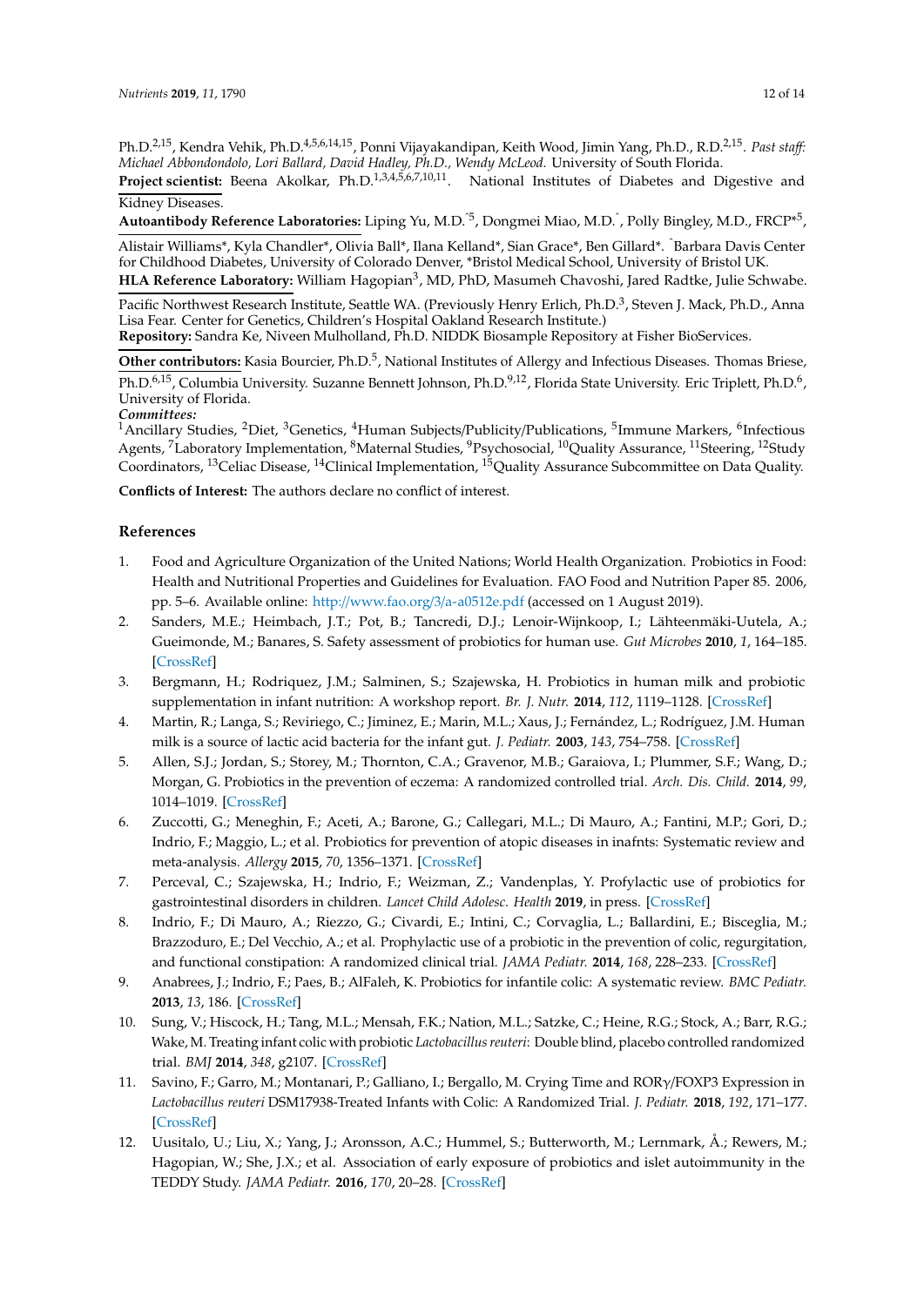Ph.D.[2,15], Kendra Vehik, Ph.D.[4,5,6,14,15], Ponni Vijayakandipan, Keith Wood, Jimin Yang, Ph.D., R.D.[2,15]. *Past staff: Michael Abbondondolo, Lori Ballard, David Hadley, Ph.D., Wendy McLeod.* University of South Florida.

**Project scientist:** Beena Akolkar, Ph.D.[1,3,4,5,6,7,10,11]. National Institutes of Diabetes and Digestive and Kidney Diseases.

**Autoantibody Reference Laboratories:** Liping Yu, M.D.[^5], Dongmei Miao, M.D.[^], Polly Bingley, M.D., FRCP*[5], Alistair Williams*, Kyla Chandler*, Olivia Ball*, Ilana Kelland*, Sian Grace*, Ben Gillard*. [^]Barbara Davis Center for Childhood Diabetes, University of Colorado Denver, *Bristol Medical School, University of Bristol UK.

**HLA Reference Laboratory:** William Hagopian[3], MD, PhD, Masumeh Chavoshi, Jared Radtke, Julie Schwabe. Pacific Northwest Research Institute, Seattle WA. (Previously Henry Erlich, Ph.D.[3], Steven J. Mack, Ph.D., Anna Lisa Fear. Center for Genetics, Children's Hospital Oakland Research Institute.)

**Repository:** Sandra Ke, Niveen Mulholland, Ph.D. NIDDK Biosample Repository at Fisher BioServices.

**Other contributors:** Kasia Bourcier, Ph.D.[5], National Institutes of Allergy and Infectious Diseases. Thomas Briese, Ph.D.[6,15], Columbia University. Suzanne Bennett Johnson, Ph.D.[9,12], Florida State University. Eric Triplett, Ph.D.[6], University of Florida.

***Committees:***

[1]Ancillary Studies, [2]Diet, [3]Genetics, [4]Human Subjects/Publicity/Publications, [5]Immune Markers, [6]Infectious Agents, [7]Laboratory Implementation, [8]Maternal Studies, [9]Psychosocial, [10]Quality Assurance, [11]Steering, [12]Study Coordinators, [13]Celiac Disease, [14]Clinical Implementation, [15]Quality Assurance Subcommittee on Data Quality.

**Conflicts of Interest:** The authors declare no conflict of interest.

## References

1. Food and Agriculture Organization of the United Nations; World Health Organization. Probiotics in Food: Health and Nutritional Properties and Guidelines for Evaluation. FAO Food and Nutrition Paper 85. 2006, pp. 5–6. Available online: http://www.fao.org/3/a-a0512e.pdf (accessed on 1 August 2019).
2. Sanders, M.E.; Heimbach, J.T.; Pot, B.; Tancredi, D.J.; Lenoir-Wijnkoop, I.; Lähteenmäki-Uutela, A.; Gueimonde, M.; Banares, S. Safety assessment of probiotics for human use. *Gut Microbes* **2010**, *1*, 164–185. [CrossRef]
3. Bergmann, H.; Rodriquez, J.M.; Salminen, S.; Szajewska, H. Probiotics in human milk and probiotic supplementation in infant nutrition: A workshop report. *Br. J. Nutr.* **2014**, *112*, 1119–1128. [CrossRef]
4. Martin, R.; Langa, S.; Reviriego, C.; Jiminez, E.; Marin, M.L.; Xaus, J.; Fernández, L.; Rodríguez, J.M. Human milk is a source of lactic acid bacteria for the infant gut. *J. Pediatr.* **2003**, *143*, 754–758. [CrossRef]
5. Allen, S.J.; Jordan, S.; Storey, M.; Thornton, C.A.; Gravenor, M.B.; Garaiova, I.; Plummer, S.F.; Wang, D.; Morgan, G. Probiotics in the prevention of eczema: A randomized controlled trial. *Arch. Dis. Child.* **2014**, *99*, 1014–1019. [CrossRef]
6. Zuccotti, G.; Meneghin, F.; Aceti, A.; Barone, G.; Callegari, M.L.; Di Mauro, A.; Fantini, M.P.; Gori, D.; Indrio, F.; Maggio, L.; et al. Probiotics for prevention of atopic diseases in inafnts: Systematic review and meta-analysis. *Allergy* **2015**, *70*, 1356–1371. [CrossRef]
7. Perceval, C.; Szajewska, H.; Indrio, F.; Weizman, Z.; Vandenplas, Y. Profylactic use of probiotics for gastrointestinal disorders in children. *Lancet Child Adolesc. Health* **2019**, in press. [CrossRef]
8. Indrio, F.; Di Mauro, A.; Riezzo, G.; Civardi, E.; Intini, C.; Corvaglia, L.; Ballardini, E.; Bisceglia, M.; Brazzoduro, E.; Del Vecchio, A.; et al. Prophylactic use of a probiotic in the prevention of colic, regurgitation, and functional constipation: A randomized clinical trial. *JAMA Pediatr.* **2014**, *168*, 228–233. [CrossRef]
9. Anabrees, J.; Indrio, F.; Paes, B.; AlFaleh, K. Probiotics for infantile colic: A systematic review. *BMC Pediatr.* **2013**, *13*, 186. [CrossRef]
10. Sung, V.; Hiscock, H.; Tang, M.L.; Mensah, F.K.; Nation, M.L.; Satzke, C.; Heine, R.G.; Stock, A.; Barr, R.G.; Wake, M. Treating infant colic with probiotic *Lactobacillus reuteri*: Double blind, placebo controlled randomized trial. *BMJ* **2014**, *348*, g2107. [CrossRef]
11. Savino, F.; Garro, M.; Montanari, P.; Galliano, I.; Bergallo, M. Crying Time and RORγ/FOXP3 Expression in *Lactobacillus reuteri* DSM17938-Treated Infants with Colic: A Randomized Trial. *J. Pediatr.* **2018**, *192*, 171–177. [CrossRef]
12. Uusitalo, U.; Liu, X.; Yang, J.; Aronsson, A.C.; Hummel, S.; Butterworth, M.; Lernmark, Å.; Rewers, M.; Hagopian, W.; She, J.X.; et al. Association of early exposure of probiotics and islet autoimmunity in the TEDDY Study. *JAMA Pediatr.* **2016**, *170*, 20–28. [CrossRef]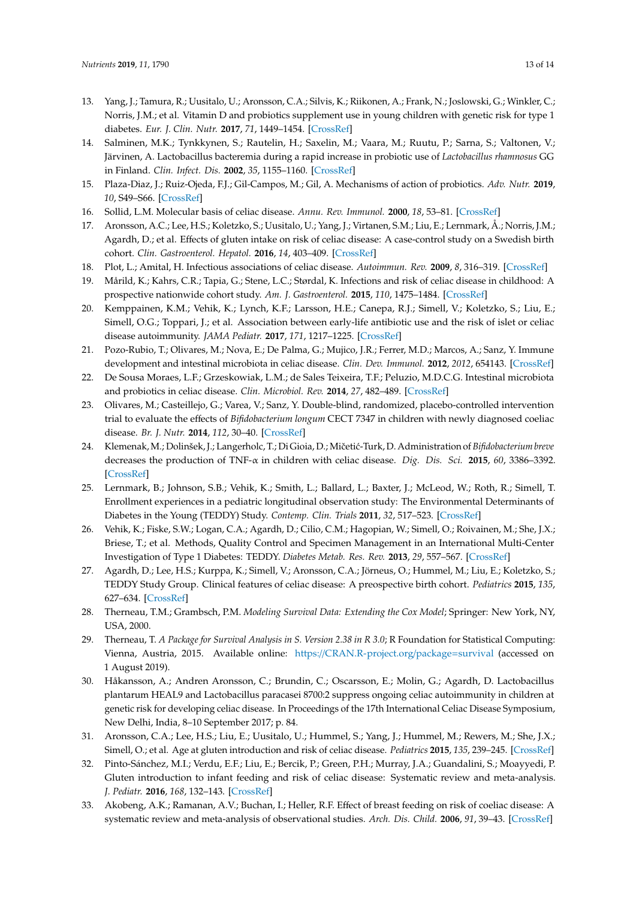13. Yang, J.; Tamura, R.; Uusitalo, U.; Aronsson, C.A.; Silvis, K.; Riikonen, A.; Frank, N.; Joslowski, G.; Winkler, C.; Norris, J.M.; et al. Vitamin D and probiotics supplement use in young children with genetic risk for type 1 diabetes. *Eur. J. Clin. Nutr.* **2017**, *71*, 1449–1454. [CrossRef]
14. Salminen, M.K.; Tynkkynen, S.; Rautelin, H.; Saxelin, M.; Vaara, M.; Ruutu, P.; Sarna, S.; Valtonen, V.; Järvinen, A. Lactobacillus bacteremia during a rapid increase in probiotic use of *Lactobacillus rhamnosus* GG in Finland. *Clin. Infect. Dis.* **2002**, *35*, 1155–1160. [CrossRef]
15. Plaza-Diaz, J.; Ruiz-Ojeda, F.J.; Gil-Campos, M.; Gil, A. Mechanisms of action of probiotics. *Adv. Nutr.* **2019**, *10*, S49–S66. [CrossRef]
16. Sollid, L.M. Molecular basis of celiac disease. *Annu. Rev. Immunol.* **2000**, *18*, 53–81. [CrossRef]
17. Aronsson, A.C.; Lee, H.S.; Koletzko, S.; Uusitalo, U.; Yang, J.; Virtanen, S.M.; Liu, E.; Lernmark, Å.; Norris, J.M.; Agardh, D.; et al. Effects of gluten intake on risk of celiac disease: A case-control study on a Swedish birth cohort. *Clin. Gastroenterol. Hepatol.* **2016**, *14*, 403–409. [CrossRef]
18. Plot, L.; Amital, H. Infectious associations of celiac disease. *Autoimmun. Rev.* **2009**, *8*, 316–319. [CrossRef]
19. Mårild, K.; Kahrs, C.R.; Tapia, G.; Stene, L.C.; Størdal, K. Infections and risk of celiac disease in childhood: A prospective nationwide cohort study. *Am. J. Gastroenterol.* **2015**, *110*, 1475–1484. [CrossRef]
20. Kemppainen, K.M.; Vehik, K.; Lynch, K.F.; Larsson, H.E.; Canepa, R.J.; Simell, V.; Koletzko, S.; Liu, E.; Simell, O.G.; Toppari, J.; et al. Association between early-life antibiotic use and the risk of islet or celiac disease autoimmunity. *JAMA Pediatr.* **2017**, *171*, 1217–1225. [CrossRef]
21. Pozo-Rubio, T.; Olivares, M.; Nova, E.; De Palma, G.; Mujico, J.R.; Ferrer, M.D.; Marcos, A.; Sanz, Y. Immune development and intestinal microbiota in celiac disease. *Clin. Dev. Immunol.* **2012**, *2012*, 654143. [CrossRef]
22. De Sousa Moraes, L.F.; Grzeskowiak, L.M.; de Sales Teixeira, T.F.; Peluzio, M.D.C.G. Intestinal microbiota and probiotics in celiac disease. *Clin. Microbiol. Rev.* **2014**, *27*, 482–489. [CrossRef]
23. Olivares, M.; Castellejo, G.; Varea, V.; Sanz, Y. Double-blind, randomized, placebo-controlled intervention trial to evaluate the effects of *Bifidobacterium longum* CECT 7347 in children with newly diagnosed coeliac disease. *Br. J. Nutr.* **2014**, *112*, 30–40. [CrossRef]
24. Klemenak, M.; Dolinšek, J.; Langerholc, T.; Di Gioia, D.; Mičetić-Turk, D. Administration of *Bifidobacterium breve* decreases the production of TNF-α in children with celiac disease. *Dig. Dis. Sci.* **2015**, *60*, 3386–3392. [CrossRef]
25. Lernmark, B.; Johnson, S.B.; Vehik, K.; Smith, L.; Ballard, L.; Baxter, J.; McLeod, W.; Roth, R.; Simell, T. Enrollment experiences in a pediatric longitudinal observation study: The Environmental Determinants of Diabetes in the Young (TEDDY) Study. *Contemp. Clin. Trials* **2011**, *32*, 517–523. [CrossRef]
26. Vehik, K.; Fiske, S.W.; Logan, C.A.; Agardh, D.; Cilio, C.M.; Hagopian, W.; Simell, O.; Roivainen, M.; She, J.X.; Briese, T.; et al. Methods, Quality Control and Specimen Management in an International Multi-Center Investigation of Type 1 Diabetes: TEDDY. *Diabetes Metab. Res. Rev.* **2013**, *29*, 557–567. [CrossRef]
27. Agardh, D.; Lee, H.S.; Kurppa, K.; Simell, V.; Aronsson, C.A.; Jörneus, O.; Hummel, M.; Liu, E.; Koletzko, S.; TEDDY Study Group. Clinical features of celiac disease: A preospective birth cohort. *Pediatrics* **2015**, *135*, 627–634. [CrossRef]
28. Therneau, T.M.; Grambsch, P.M. *Modeling Survival Data: Extending the Cox Model*; Springer: New York, NY, USA, 2000.
29. Therneau, T. *A Package for Survival Analysis in S. Version 2.38 in R 3.0*; R Foundation for Statistical Computing: Vienna, Austria, 2015. Available online: https://CRAN.R-project.org/package=survival (accessed on 1 August 2019).
30. Håkansson, A.; Andren Aronsson, C.; Brundin, C.; Oscarsson, E.; Molin, G.; Agardh, D. Lactobacillus plantarum HEAL9 and Lactobacillus paracasei 8700:2 suppress ongoing celiac autoimmunity in children at genetic risk for developing celiac disease. In Proceedings of the 17th International Celiac Disease Symposium, New Delhi, India, 8–10 September 2017; p. 84.
31. Aronsson, C.A.; Lee, H.S.; Liu, E.; Uusitalo, U.; Hummel, S.; Yang, J.; Hummel, M.; Rewers, M.; She, J.X.; Simell, O.; et al. Age at gluten introduction and risk of celiac disease. *Pediatrics* **2015**, *135*, 239–245. [CrossRef]
32. Pinto-Sánchez, M.I.; Verdu, E.F.; Liu, E.; Bercik, P.; Green, P.H.; Murray, J.A.; Guandalini, S.; Moayyedi, P. Gluten introduction to infant feeding and risk of celiac disease: Systematic review and meta-analysis. *J. Pediatr.* **2016**, *168*, 132–143. [CrossRef]
33. Akobeng, A.K.; Ramanan, A.V.; Buchan, I.; Heller, R.F. Effect of breast feeding on risk of coeliac disease: A systematic review and meta-analysis of observational studies. *Arch. Dis. Child.* **2006**, *91*, 39–43. [CrossRef]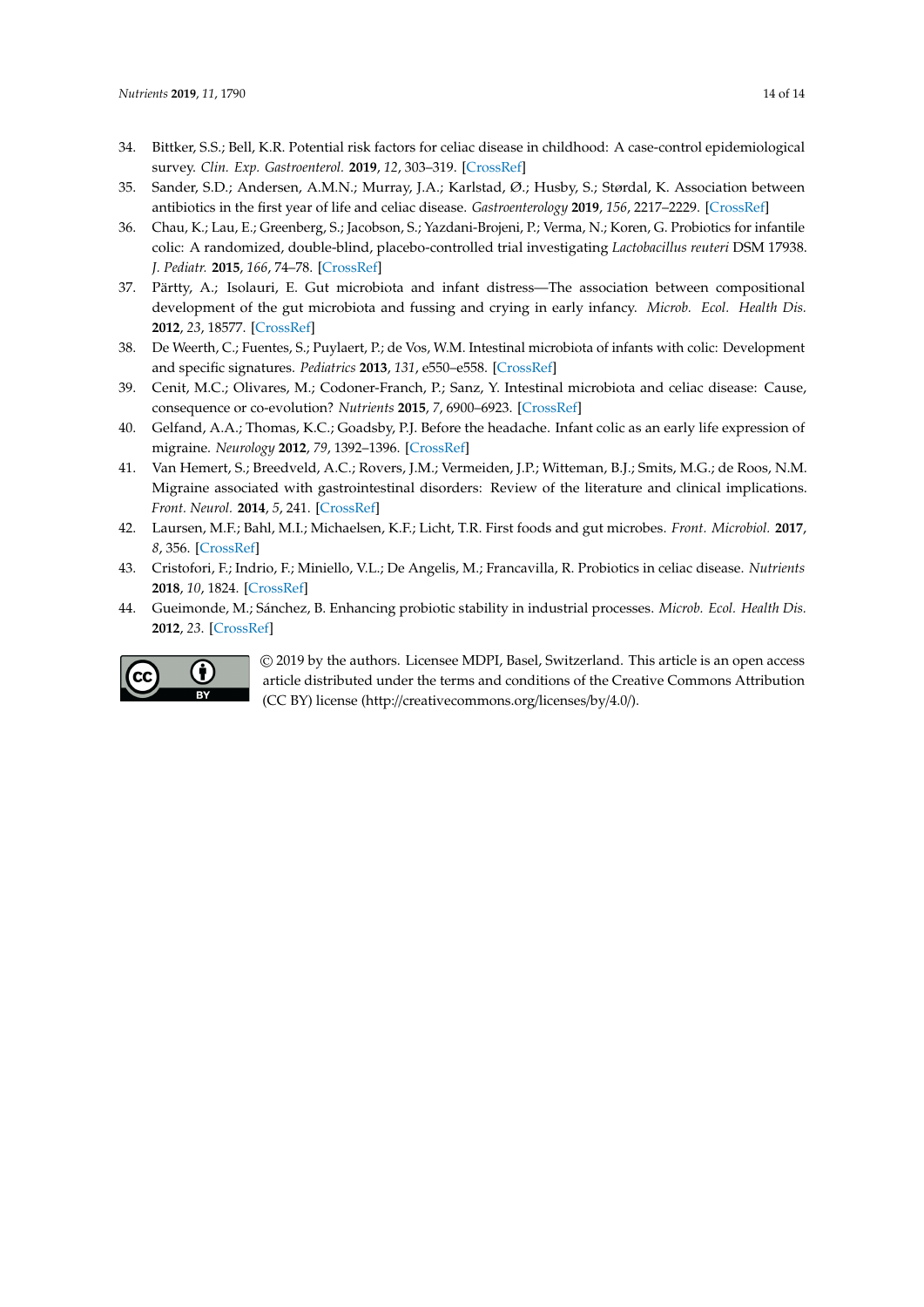34. Bittker, S.S.; Bell, K.R. Potential risk factors for celiac disease in childhood: A case-control epidemiological survey. *Clin. Exp. Gastroenterol.* **2019**, *12*, 303–319. [CrossRef]
35. Sander, S.D.; Andersen, A.M.N.; Murray, J.A.; Karlstad, Ø.; Husby, S.; Størdal, K. Association between antibiotics in the first year of life and celiac disease. *Gastroenterology* **2019**, *156*, 2217–2229. [CrossRef]
36. Chau, K.; Lau, E.; Greenberg, S.; Jacobson, S.; Yazdani-Brojeni, P.; Verma, N.; Koren, G. Probiotics for infantile colic: A randomized, double-blind, placebo-controlled trial investigating *Lactobacillus reuteri* DSM 17938. *J. Pediatr.* **2015**, *166*, 74–78. [CrossRef]
37. Pärtty, A.; Isolauri, E. Gut microbiota and infant distress—The association between compositional development of the gut microbiota and fussing and crying in early infancy. *Microb. Ecol. Health Dis.* **2012**, *23*, 18577. [CrossRef]
38. De Weerth, C.; Fuentes, S.; Puylaert, P.; de Vos, W.M. Intestinal microbiota of infants with colic: Development and specific signatures. *Pediatrics* **2013**, *131*, e550–e558. [CrossRef]
39. Cenit, M.C.; Olivares, M.; Codoner-Franch, P.; Sanz, Y. Intestinal microbiota and celiac disease: Cause, consequence or co-evolution? *Nutrients* **2015**, *7*, 6900–6923. [CrossRef]
40. Gelfand, A.A.; Thomas, K.C.; Goadsby, P.J. Before the headache. Infant colic as an early life expression of migraine. *Neurology* **2012**, *79*, 1392–1396. [CrossRef]
41. Van Hemert, S.; Breedveld, A.C.; Rovers, J.M.; Vermeiden, J.P.; Witteman, B.J.; Smits, M.G.; de Roos, N.M. Migraine associated with gastrointestinal disorders: Review of the literature and clinical implications. *Front. Neurol.* **2014**, *5*, 241. [CrossRef]
42. Laursen, M.F.; Bahl, M.I.; Michaelsen, K.F.; Licht, T.R. First foods and gut microbes. *Front. Microbiol.* **2017**, *8*, 356. [CrossRef]
43. Cristofori, F.; Indrio, F.; Miniello, V.L.; De Angelis, M.; Francavilla, R. Probiotics in celiac disease. *Nutrients* **2018**, *10*, 1824. [CrossRef]
44. Gueimonde, M.; Sánchez, B. Enhancing probiotic stability in industrial processes. *Microb. Ecol. Health Dis.* **2012**, *23*. [CrossRef]

© 2019 by the authors. Licensee MDPI, Basel, Switzerland. This article is an open access article distributed under the terms and conditions of the Creative Commons Attribution (CC BY) license (http://creativecommons.org/licenses/by/4.0/).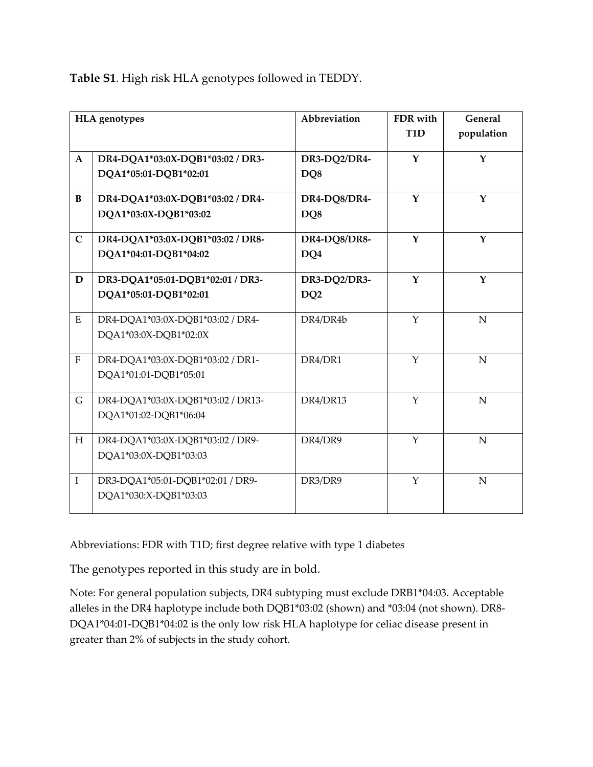**Table S1**. High risk HLA genotypes followed in TEDDY.

| HLA genotypes | | Abbreviation | FDR with T1D | General population |
|---|---|---|---|---|
| **A** | **DR4-DQA1*03:0X-DQB1*03:02 / DR3-DQA1*05:01-DQB1*02:01** | **DR3-DQ2/DR4-DQ8** | **Y** | **Y** |
| **B** | **DR4-DQA1*03:0X-DQB1*03:02 / DR4-DQA1*03:0X-DQB1*03:02** | **DR4-DQ8/DR4-DQ8** | **Y** | **Y** |
| **C** | **DR4-DQA1*03:0X-DQB1*03:02 / DR8-DQA1*04:01-DQB1*04:02** | **DR4-DQ8/DR8-DQ4** | **Y** | **Y** |
| **D** | **DR3-DQA1*05:01-DQB1*02:01 / DR3-DQA1*05:01-DQB1*02:01** | **DR3-DQ2/DR3-DQ2** | **Y** | **Y** |
| E | DR4-DQA1*03:0X-DQB1*03:02 / DR4-DQA1*03:0X-DQB1*02:0X | DR4/DR4b | Y | N |
| F | DR4-DQA1*03:0X-DQB1*03:02 / DR1-DQA1*01:01-DQB1*05:01 | DR4/DR1 | Y | N |
| G | DR4-DQA1*03:0X-DQB1*03:02 / DR13-DQA1*01:02-DQB1*06:04 | DR4/DR13 | Y | N |
| H | DR4-DQA1*03:0X-DQB1*03:02 / DR9-DQA1*03:0X-DQB1*03:03 | DR4/DR9 | Y | N |
| I | DR3-DQA1*05:01-DQB1*02:01 / DR9-DQA1*030:X-DQB1*03:03 | DR3/DR9 | Y | N |

Abbreviations: FDR with T1D; first degree relative with type 1 diabetes

The genotypes reported in this study are in bold.

Note: For general population subjects, DR4 subtyping must exclude DRB1*04:03. Acceptable alleles in the DR4 haplotype include both DQB1*03:02 (shown) and *03:04 (not shown). DR8-DQA1*04:01-DQB1*04:02 is the only low risk HLA haplotype for celiac disease present in greater than 2% of subjects in the study cohort.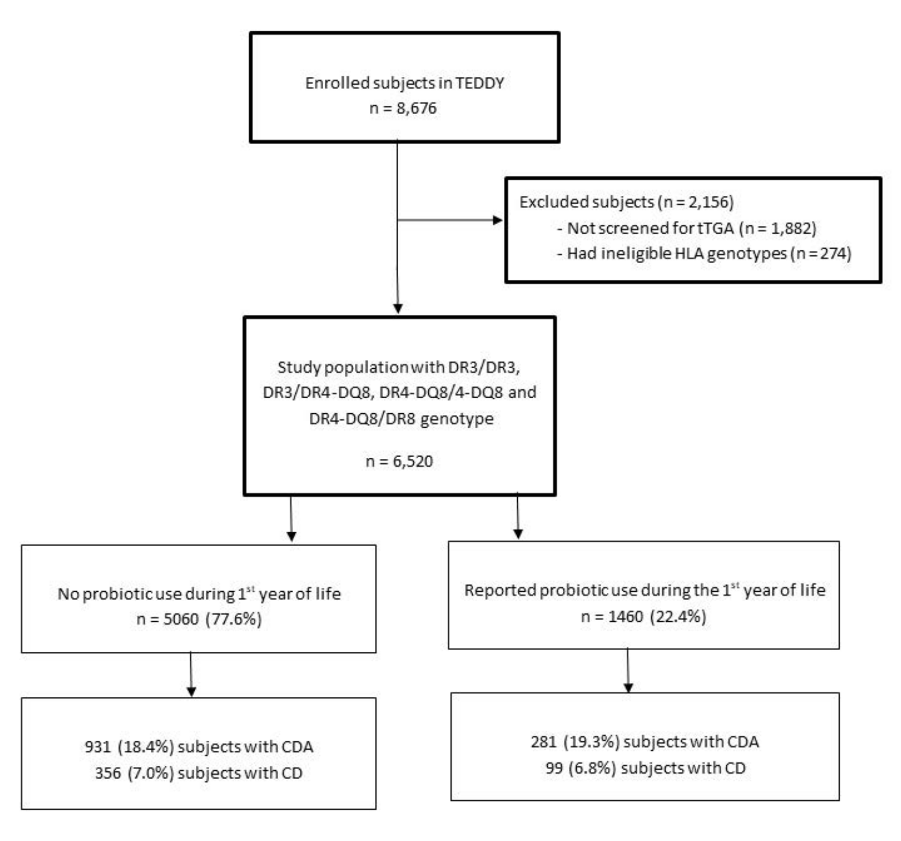Enrolled subjects in TEDDY
n = 8,676

Excluded subjects (n = 2,156)
- Not screened for tTGA (n = 1,882)
- Had ineligible HLA genotypes (n = 274)

Study population with DR3/DR3, DR3/DR4-DQ8, DR4-DQ8/4-DQ8 and DR4-DQ8/DR8 genotype

n = 6,520

No probiotic use during 1st year of life
n = 5060 (77.6%)

931 (18.4%) subjects with CDA
356 (7.0%) subjects with CD

Reported probiotic use during the 1st year of life
n = 1460 (22.4%)

281 (19.3%) subjects with CDA
99 (6.8%) subjects with CD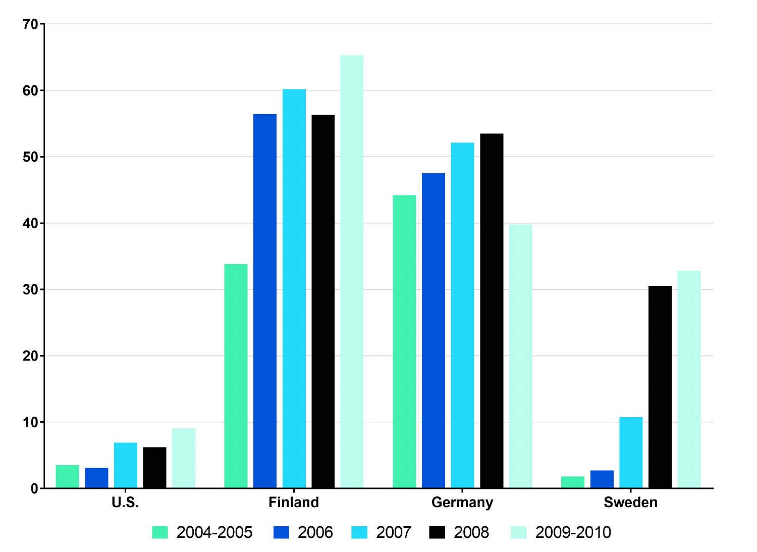70
60
50
40
30
20
10
0

U.S.
Finland
Germany
Sweden

2004-2005
2006
2007
2008
2009-2010